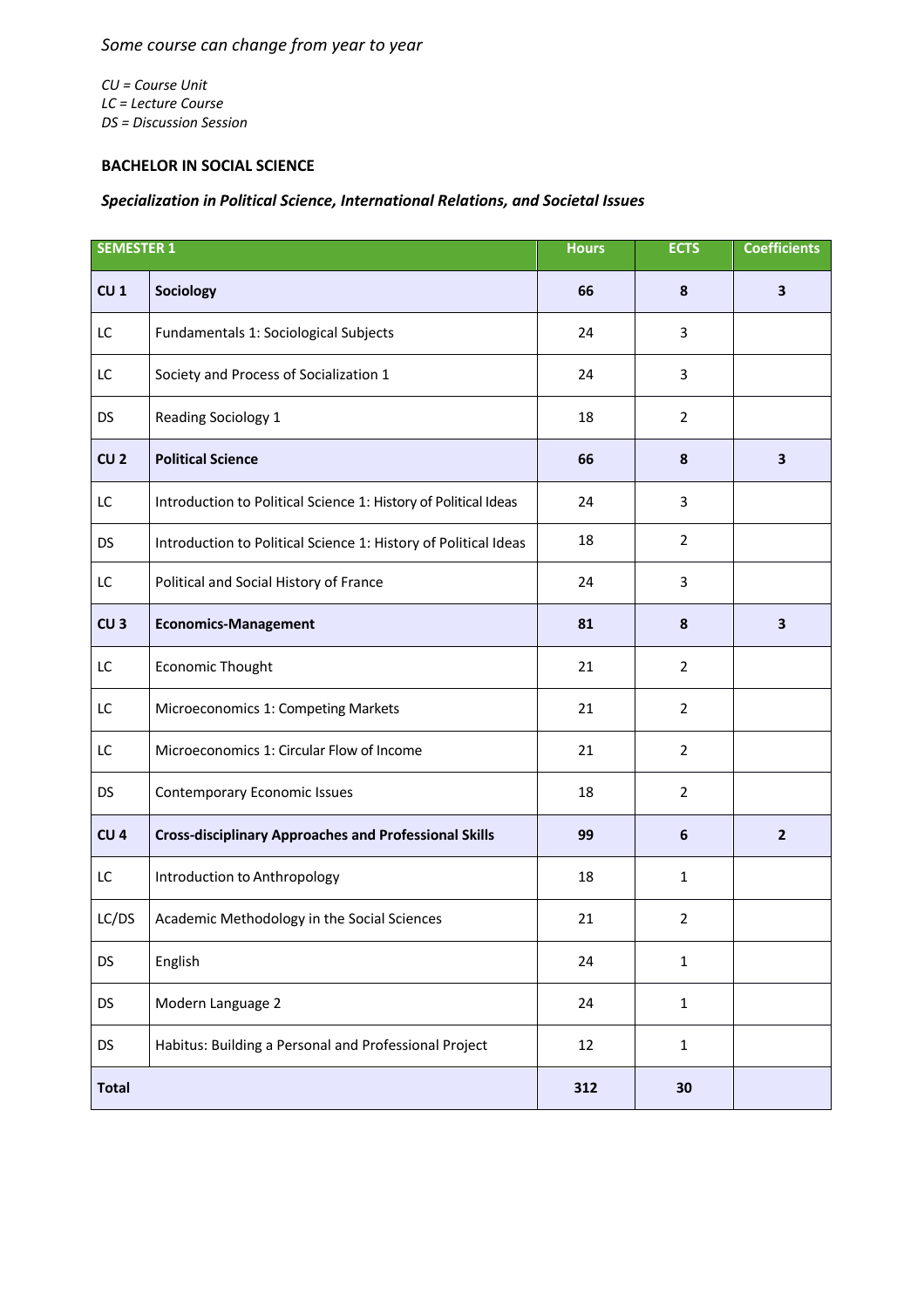*Some course can change from year to year*

*CU = Course Unit*
*LC = Lecture Course*
*DS = Discussion Session*

**BACHELOR IN SOCIAL SCIENCE**

***Specialization in Political Science, International Relations, and Societal Issues***

| SEMESTER 1 | | Hours | ECTS | Coefficients |
|---|---|---|---|---|
| **CU 1** | **Sociology** | **66** | **8** | **3** |
| LC | Fundamentals 1: Sociological Subjects | 24 | 3 | |
| LC | Society and Process of Socialization 1 | 24 | 3 | |
| DS | Reading Sociology 1 | 18 | 2 | |
| **CU 2** | **Political Science** | **66** | **8** | **3** |
| LC | Introduction to Political Science 1: History of Political Ideas | 24 | 3 | |
| DS | Introduction to Political Science 1: History of Political Ideas | 18 | 2 | |
| LC | Political and Social History of France | 24 | 3 | |
| **CU 3** | **Economics-Management** | **81** | **8** | **3** |
| LC | Economic Thought | 21 | 2 | |
| LC | Microeconomics 1: Competing Markets | 21 | 2 | |
| LC | Microeconomics 1: Circular Flow of Income | 21 | 2 | |
| DS | Contemporary Economic Issues | 18 | 2 | |
| **CU 4** | **Cross-disciplinary Approaches and Professional Skills** | **99** | **6** | **2** |
| LC | Introduction to Anthropology | 18 | 1 | |
| LC/DS | Academic Methodology in the Social Sciences | 21 | 2 | |
| DS | English | 24 | 1 | |
| DS | Modern Language 2 | 24 | 1 | |
| DS | Habitus: Building a Personal and Professional Project | 12 | 1 | |
| **Total** | | **312** | **30** | |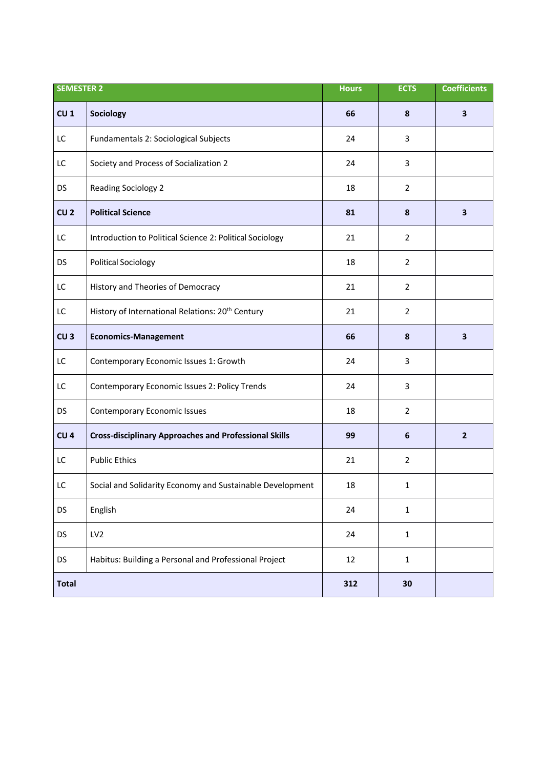| SEMESTER 2 | | Hours | ECTS | Coefficients |
|---|---|---|---|---|
| **CU 1** | **Sociology** | **66** | **8** | **3** |
| LC | Fundamentals 2: Sociological Subjects | 24 | 3 | |
| LC | Society and Process of Socialization 2 | 24 | 3 | |
| DS | Reading Sociology 2 | 18 | 2 | |
| **CU 2** | **Political Science** | **81** | **8** | **3** |
| LC | Introduction to Political Science 2: Political Sociology | 21 | 2 | |
| DS | Political Sociology | 18 | 2 | |
| LC | History and Theories of Democracy | 21 | 2 | |
| LC | History of International Relations: 20th Century | 21 | 2 | |
| **CU 3** | **Economics-Management** | **66** | **8** | **3** |
| LC | Contemporary Economic Issues 1: Growth | 24 | 3 | |
| LC | Contemporary Economic Issues 2: Policy Trends | 24 | 3 | |
| DS | Contemporary Economic Issues | 18 | 2 | |
| **CU 4** | **Cross-disciplinary Approaches and Professional Skills** | **99** | **6** | **2** |
| LC | Public Ethics | 21 | 2 | |
| LC | Social and Solidarity Economy and Sustainable Development | 18 | 1 | |
| DS | English | 24 | 1 | |
| DS | LV2 | 24 | 1 | |
| DS | Habitus: Building a Personal and Professional Project | 12 | 1 | |
| **Total** | | **312** | **30** | |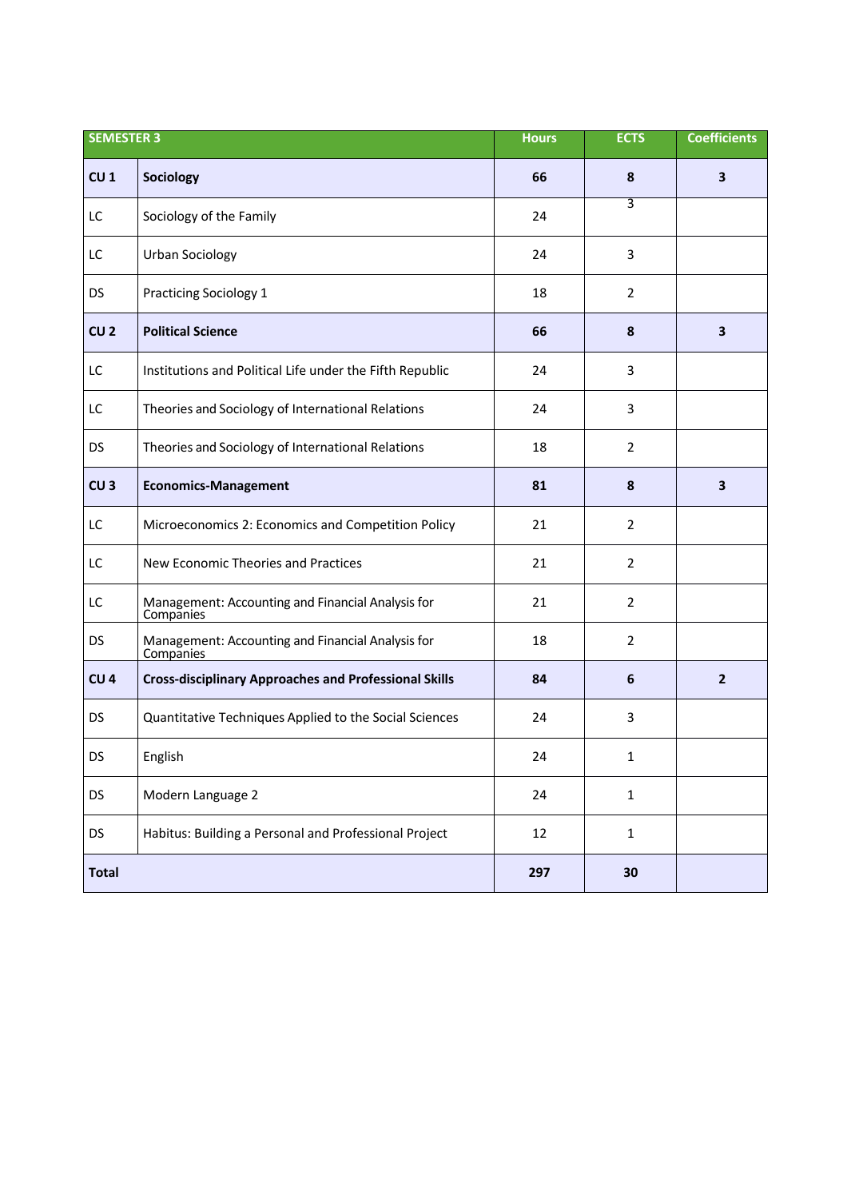| SEMESTER 3 | | Hours | ECTS | Coefficients |
|---|---|---|---|---|
| **CU 1** | **Sociology** | **66** | **8** | **3** |
| LC | Sociology of the Family | 24 | 3 | |
| LC | Urban Sociology | 24 | 3 | |
| DS | Practicing Sociology 1 | 18 | 2 | |
| **CU 2** | **Political Science** | **66** | **8** | **3** |
| LC | Institutions and Political Life under the Fifth Republic | 24 | 3 | |
| LC | Theories and Sociology of International Relations | 24 | 3 | |
| DS | Theories and Sociology of International Relations | 18 | 2 | |
| **CU 3** | **Economics-Management** | **81** | **8** | **3** |
| LC | Microeconomics 2: Economics and Competition Policy | 21 | 2 | |
| LC | New Economic Theories and Practices | 21 | 2 | |
| LC | Management: Accounting and Financial Analysis for Companies | 21 | 2 | |
| DS | Management: Accounting and Financial Analysis for Companies | 18 | 2 | |
| **CU 4** | **Cross-disciplinary Approaches and Professional Skills** | **84** | **6** | **2** |
| DS | Quantitative Techniques Applied to the Social Sciences | 24 | 3 | |
| DS | English | 24 | 1 | |
| DS | Modern Language 2 | 24 | 1 | |
| DS | Habitus: Building a Personal and Professional Project | 12 | 1 | |
| **Total** | | **297** | **30** | |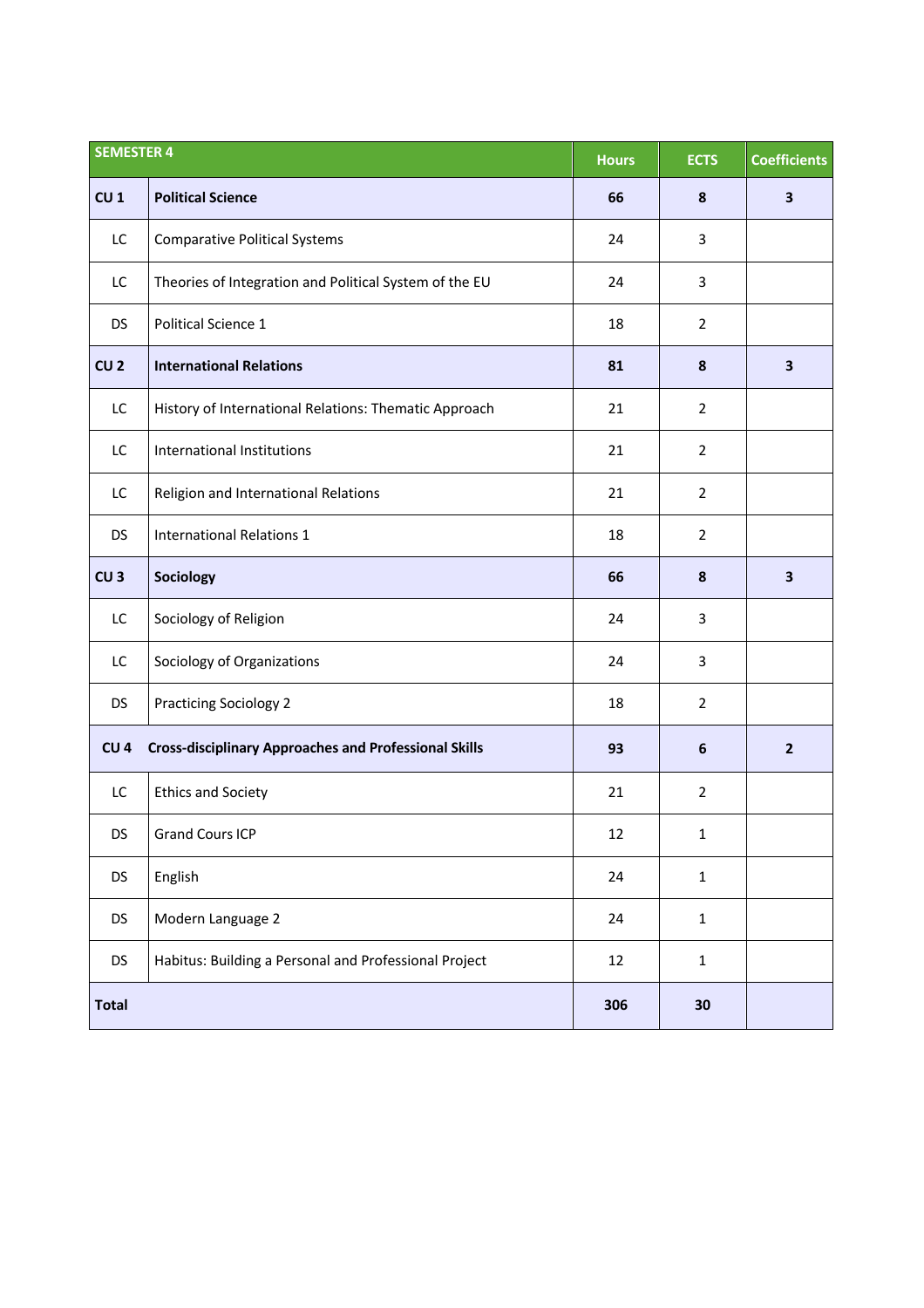| SEMESTER 4 | | Hours | ECTS | Coefficients |
|---|---|---|---|---|
| **CU 1** | **Political Science** | **66** | **8** | **3** |
| LC | Comparative Political Systems | 24 | 3 | |
| LC | Theories of Integration and Political System of the EU | 24 | 3 | |
| DS | Political Science 1 | 18 | 2 | |
| **CU 2** | **International Relations** | **81** | **8** | **3** |
| LC | History of International Relations: Thematic Approach | 21 | 2 | |
| LC | International Institutions | 21 | 2 | |
| LC | Religion and International Relations | 21 | 2 | |
| DS | International Relations 1 | 18 | 2 | |
| **CU 3** | **Sociology** | **66** | **8** | **3** |
| LC | Sociology of Religion | 24 | 3 | |
| LC | Sociology of Organizations | 24 | 3 | |
| DS | Practicing Sociology 2 | 18 | 2 | |
| **CU 4** | **Cross-disciplinary Approaches and Professional Skills** | **93** | **6** | **2** |
| LC | Ethics and Society | 21 | 2 | |
| DS | Grand Cours ICP | 12 | 1 | |
| DS | English | 24 | 1 | |
| DS | Modern Language 2 | 24 | 1 | |
| DS | Habitus: Building a Personal and Professional Project | 12 | 1 | |
| **Total** | | **306** | **30** | |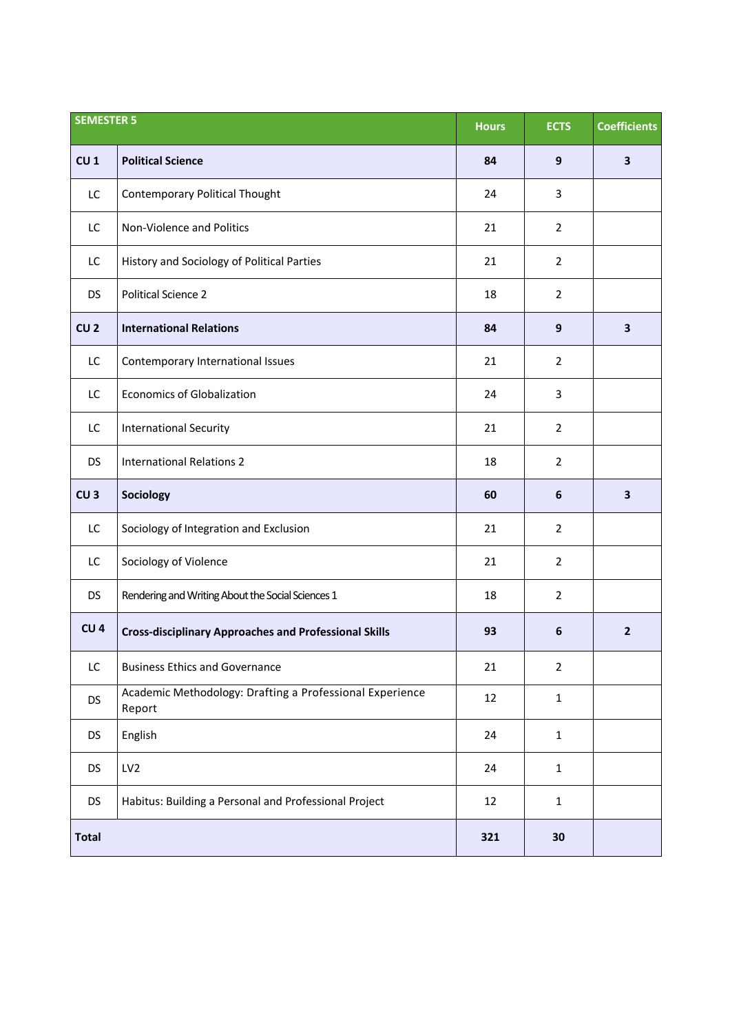| SEMESTER 5 | | Hours | ECTS | Coefficients |
|---|---|---|---|---|
| **CU 1** | **Political Science** | **84** | **9** | **3** |
| LC | Contemporary Political Thought | 24 | 3 | |
| LC | Non-Violence and Politics | 21 | 2 | |
| LC | History and Sociology of Political Parties | 21 | 2 | |
| DS | Political Science 2 | 18 | 2 | |
| **CU 2** | **International Relations** | **84** | **9** | **3** |
| LC | Contemporary International Issues | 21 | 2 | |
| LC | Economics of Globalization | 24 | 3 | |
| LC | International Security | 21 | 2 | |
| DS | International Relations 2 | 18 | 2 | |
| **CU 3** | **Sociology** | **60** | **6** | **3** |
| LC | Sociology of Integration and Exclusion | 21 | 2 | |
| LC | Sociology of Violence | 21 | 2 | |
| DS | Rendering and Writing About the Social Sciences 1 | 18 | 2 | |
| **CU 4** | **Cross-disciplinary Approaches and Professional Skills** | **93** | **6** | **2** |
| LC | Business Ethics and Governance | 21 | 2 | |
| DS | Academic Methodology: Drafting a Professional Experience Report | 12 | 1 | |
| DS | English | 24 | 1 | |
| DS | LV2 | 24 | 1 | |
| DS | Habitus: Building a Personal and Professional Project | 12 | 1 | |
| **Total** | | **321** | **30** | |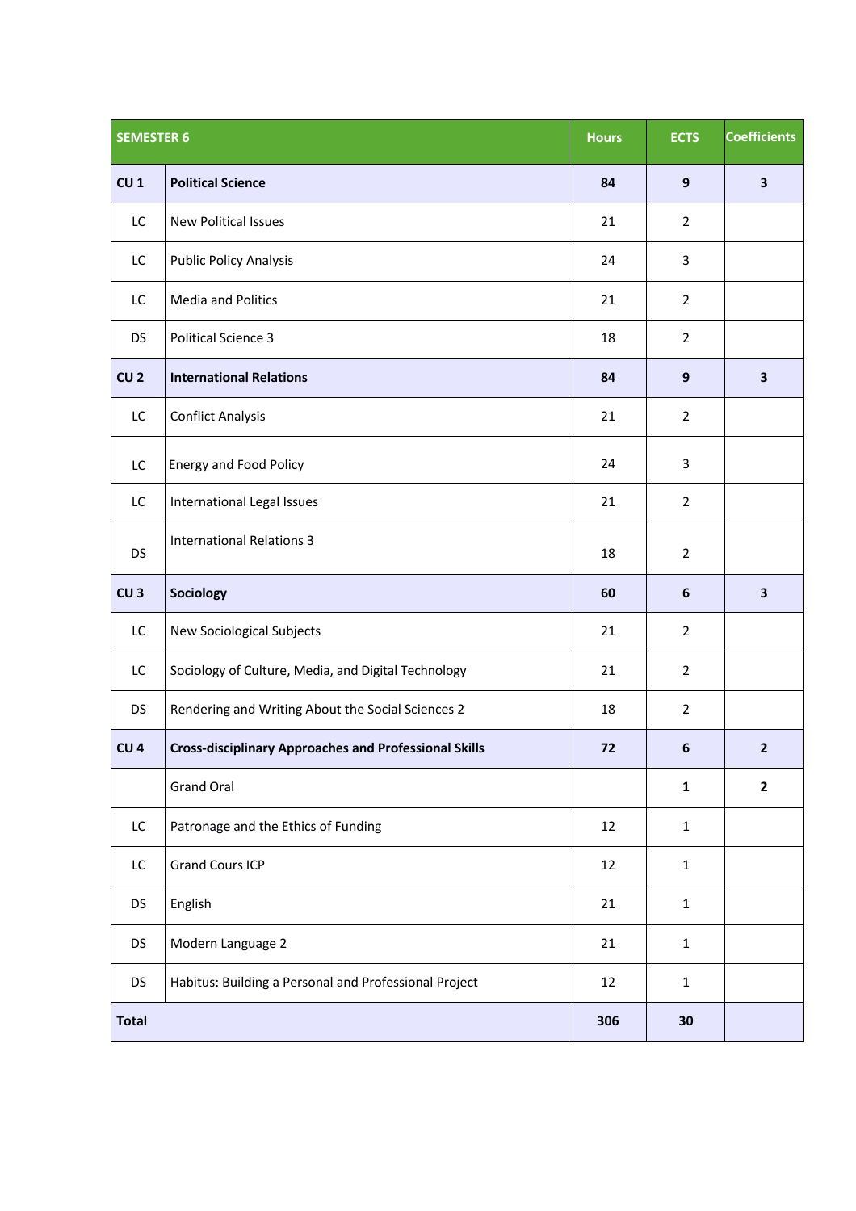| SEMESTER 6 | | Hours | ECTS | Coefficients |
|---|---|---|---|---|
| **CU 1** | **Political Science** | **84** | **9** | **3** |
| LC | New Political Issues | 21 | 2 | |
| LC | Public Policy Analysis | 24 | 3 | |
| LC | Media and Politics | 21 | 2 | |
| DS | Political Science 3 | 18 | 2 | |
| **CU 2** | **International Relations** | **84** | **9** | **3** |
| LC | Conflict Analysis | 21 | 2 | |
| LC | Energy and Food Policy | 24 | 3 | |
| LC | International Legal Issues | 21 | 2 | |
| DS | International Relations 3 | 18 | 2 | |
| **CU 3** | **Sociology** | **60** | **6** | **3** |
| LC | New Sociological Subjects | 21 | 2 | |
| LC | Sociology of Culture, Media, and Digital Technology | 21 | 2 | |
| DS | Rendering and Writing About the Social Sciences 2 | 18 | 2 | |
| **CU 4** | **Cross-disciplinary Approaches and Professional Skills** | **72** | **6** | **2** |
| | Grand Oral | | **1** | **2** |
| LC | Patronage and the Ethics of Funding | 12 | 1 | |
| LC | Grand Cours ICP | 12 | 1 | |
| DS | English | 21 | 1 | |
| DS | Modern Language 2 | 21 | 1 | |
| DS | Habitus: Building a Personal and Professional Project | 12 | 1 | |
| **Total** | | **306** | **30** | |